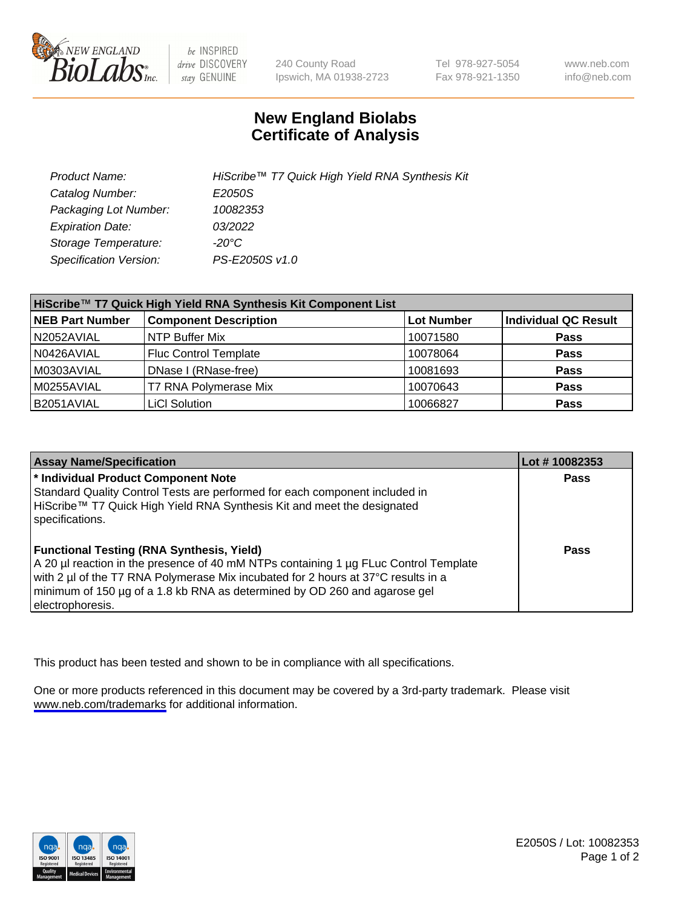New England BioLabs Inc. — be INSPIRED drive DISCOVERY stay GENUINE

240 County Road
Ipswich, MA 01938-2723

Tel 978-927-5054
Fax 978-921-1350

www.neb.com
info@neb.com

# New England Biolabs
# Certificate of Analysis

| | |
|---|---|
| *Product Name:* | *HiScribe™ T7 Quick High Yield RNA Synthesis Kit* |
| *Catalog Number:* | *E2050S* |
| *Packaging Lot Number:* | *10082353* |
| *Expiration Date:* | *03/2022* |
| *Storage Temperature:* | *-20°C* |
| *Specification Version:* | *PS-E2050S v1.0* |

**HiScribe™ T7 Quick High Yield RNA Synthesis Kit Component List**

| NEB Part Number | Component Description | Lot Number | Individual QC Result |
|---|---|---|---|
| N2052AVIAL | NTP Buffer Mix | 10071580 | **Pass** |
| N0426AVIAL | Fluc Control Template | 10078064 | **Pass** |
| M0303AVIAL | DNase I (RNase-free) | 10081693 | **Pass** |
| M0255AVIAL | T7 RNA Polymerase Mix | 10070643 | **Pass** |
| B2051AVIAL | LiCl Solution | 10066827 | **Pass** |

| Assay Name/Specification | Lot # 10082353 |
|---|---|
| **\* Individual Product Component Note**<br>Standard Quality Control Tests are performed for each component included in HiScribe™ T7 Quick High Yield RNA Synthesis Kit and meet the designated specifications. | **Pass** |
| **Functional Testing (RNA Synthesis, Yield)**<br>A 20 µl reaction in the presence of 40 mM NTPs containing 1 µg FLuc Control Template with 2 µl of the T7 RNA Polymerase Mix incubated for 2 hours at 37°C results in a minimum of 150 µg of a 1.8 kb RNA as determined by OD 260 and agarose gel electrophoresis. | **Pass** |

This product has been tested and shown to be in compliance with all specifications.

One or more products referenced in this document may be covered by a 3rd-party trademark. Please visit www.neb.com/trademarks for additional information.

E2050S / Lot: 10082353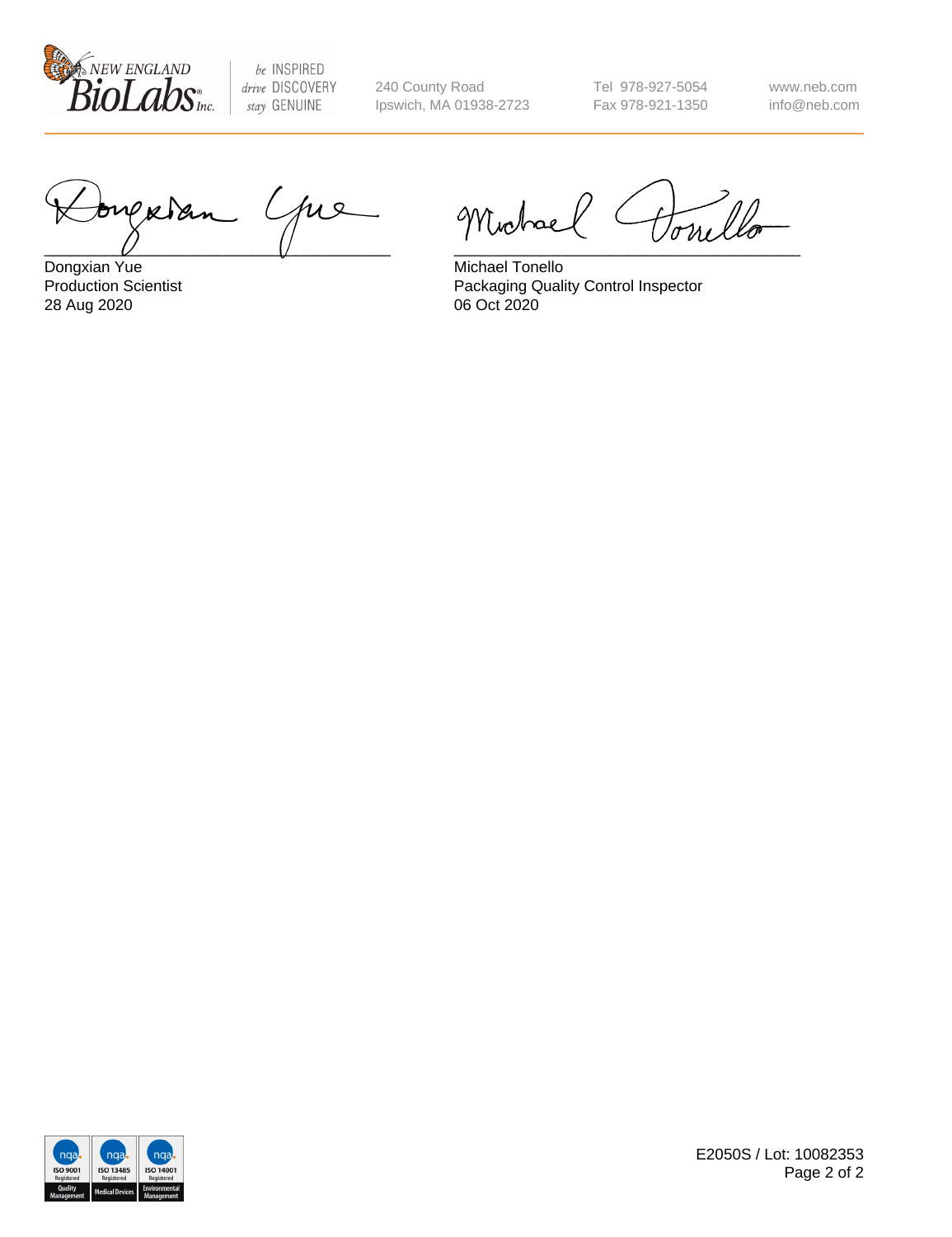Dongxian Yue
Production Scientist
28 Aug 2020

Michael Tonello
Packaging Quality Control Inspector
06 Oct 2020